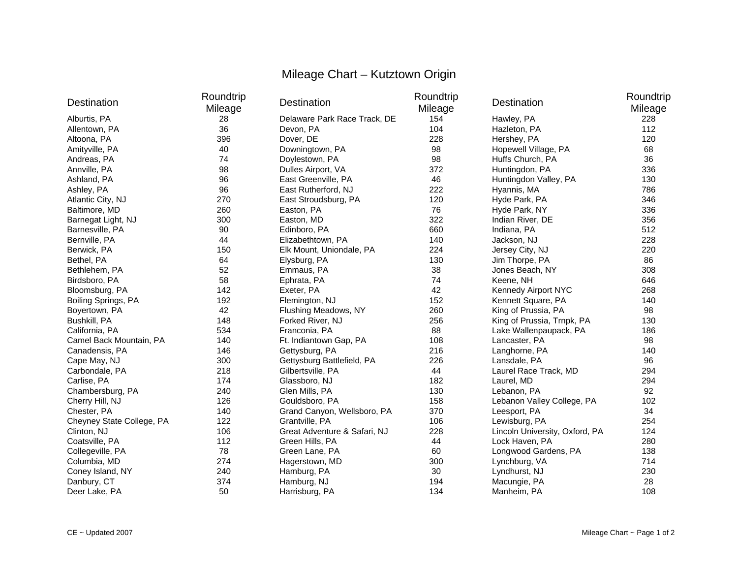# Mileage Chart – Kutztown Origin

| Destination | Roundtrip Mileage |
|---|---|
| Alburtis, PA | 28 |
| Allentown, PA | 36 |
| Altoona, PA | 396 |
| Amityville, PA | 40 |
| Andreas, PA | 74 |
| Annville, PA | 98 |
| Ashland, PA | 96 |
| Ashley, PA | 96 |
| Atlantic City, NJ | 270 |
| Baltimore, MD | 260 |
| Barnegat Light, NJ | 300 |
| Barnesville, PA | 90 |
| Bernville, PA | 44 |
| Berwick, PA | 150 |
| Bethel, PA | 64 |
| Bethlehem, PA | 52 |
| Birdsboro, PA | 58 |
| Bloomsburg, PA | 142 |
| Boiling Springs, PA | 192 |
| Boyertown, PA | 42 |
| Bushkill, PA | 148 |
| California, PA | 534 |
| Camel Back Mountain, PA | 140 |
| Canadensis, PA | 146 |
| Cape May, NJ | 300 |
| Carbondale, PA | 218 |
| Carlise, PA | 174 |
| Chambersburg, PA | 240 |
| Cherry Hill, NJ | 126 |
| Chester, PA | 140 |
| Cheyney State College, PA | 122 |
| Clinton, NJ | 106 |
| Coatsville, PA | 112 |
| Collegeville, PA | 78 |
| Columbia, MD | 274 |
| Coney Island, NY | 240 |
| Danbury, CT | 374 |
| Deer Lake, PA | 50 |
| Delaware Park Race Track, DE | 154 |
| Devon, PA | 104 |
| Dover, DE | 228 |
| Downingtown, PA | 98 |
| Doylestown, PA | 98 |
| Dulles Airport, VA | 372 |
| East Greenville, PA | 46 |
| East Rutherford, NJ | 222 |
| East Stroudsburg, PA | 120 |
| Easton, PA | 76 |
| Easton, MD | 322 |
| Edinboro, PA | 660 |
| Elizabethtown, PA | 140 |
| Elk Mount, Uniondale, PA | 224 |
| Elysburg, PA | 130 |
| Emmaus, PA | 38 |
| Ephrata, PA | 74 |
| Exeter, PA | 42 |
| Flemington, NJ | 152 |
| Flushing Meadows, NY | 260 |
| Forked River, NJ | 256 |
| Franconia, PA | 88 |
| Ft. Indiantown Gap, PA | 108 |
| Gettysburg, PA | 216 |
| Gettysburg Battlefield, PA | 226 |
| Gilbertsville, PA | 44 |
| Glassboro, NJ | 182 |
| Glen Mills, PA | 130 |
| Gouldsboro, PA | 158 |
| Grand Canyon, Wellsboro, PA | 370 |
| Grantville, PA | 106 |
| Great Adventure & Safari, NJ | 228 |
| Green Hills, PA | 44 |
| Green Lane, PA | 60 |
| Hagerstown, MD | 300 |
| Hamburg, PA | 30 |
| Hamburg, NJ | 194 |
| Harrisburg, PA | 134 |
| Hawley, PA | 228 |
| Hazleton, PA | 112 |
| Hershey, PA | 120 |
| Hopewell Village, PA | 68 |
| Huffs Church, PA | 36 |
| Huntingdon, PA | 336 |
| Huntingdon Valley, PA | 130 |
| Hyannis, MA | 786 |
| Hyde Park, PA | 346 |
| Hyde Park, NY | 336 |
| Indian River, DE | 356 |
| Indiana, PA | 512 |
| Jackson, NJ | 228 |
| Jersey City, NJ | 220 |
| Jim Thorpe, PA | 86 |
| Jones Beach, NY | 308 |
| Keene, NH | 646 |
| Kennedy Airport NYC | 268 |
| Kennett Square, PA | 140 |
| King of Prussia, PA | 98 |
| King of Prussia, Trnpk, PA | 130 |
| Lake Wallenpaupack, PA | 186 |
| Lancaster, PA | 98 |
| Langhorne, PA | 140 |
| Lansdale, PA | 96 |
| Laurel Race Track, MD | 294 |
| Laurel, MD | 294 |
| Lebanon, PA | 92 |
| Lebanon Valley College, PA | 102 |
| Leesport, PA | 34 |
| Lewisburg, PA | 254 |
| Lincoln University, Oxford, PA | 124 |
| Lock Haven, PA | 280 |
| Longwood Gardens, PA | 138 |
| Lynchburg, VA | 714 |
| Lyndhurst, NJ | 230 |
| Macungie, PA | 28 |
| Manheim, PA | 108 |

CE ~ Updated 2007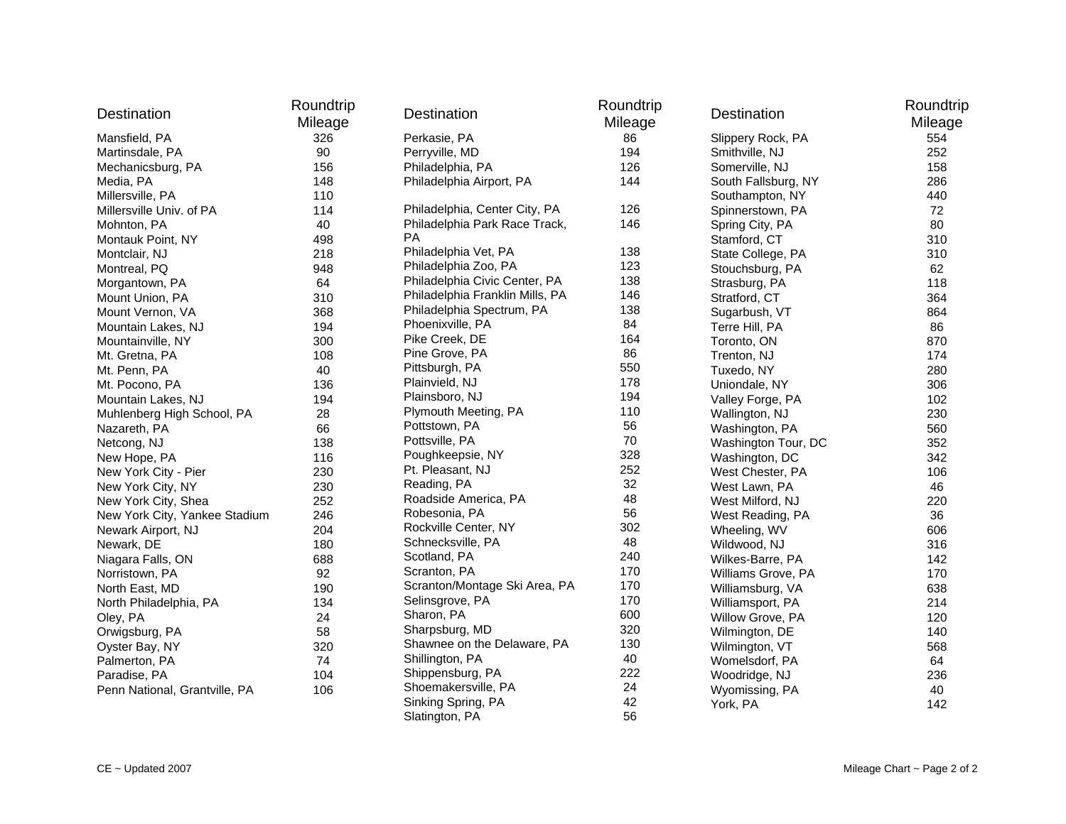| Destination | Roundtrip Mileage |
|---|---|
| Mansfield, PA | 326 |
| Martinsdale, PA | 90 |
| Mechanicsburg, PA | 156 |
| Media, PA | 148 |
| Millersville, PA | 110 |
| Millersville Univ. of PA | 114 |
| Mohnton, PA | 40 |
| Montauk Point, NY | 498 |
| Montclair, NJ | 218 |
| Montreal, PQ | 948 |
| Morgantown, PA | 64 |
| Mount Union, PA | 310 |
| Mount Vernon, VA | 368 |
| Mountain Lakes, NJ | 194 |
| Mountainville, NY | 300 |
| Mt. Gretna, PA | 108 |
| Mt. Penn, PA | 40 |
| Mt. Pocono, PA | 136 |
| Mountain Lakes, NJ | 194 |
| Muhlenberg High School, PA | 28 |
| Nazareth, PA | 66 |
| Netcong, NJ | 138 |
| New Hope, PA | 116 |
| New York City - Pier | 230 |
| New York City, NY | 230 |
| New York City, Shea | 252 |
| New York City, Yankee Stadium | 246 |
| Newark Airport, NJ | 204 |
| Newark, DE | 180 |
| Niagara Falls, ON | 688 |
| Norristown, PA | 92 |
| North East, MD | 190 |
| North Philadelphia, PA | 134 |
| Oley, PA | 24 |
| Orwigsburg, PA | 58 |
| Oyster Bay, NY | 320 |
| Palmerton, PA | 74 |
| Paradise, PA | 104 |
| Penn National, Grantville, PA | 106 |

| Destination | Roundtrip Mileage |
|---|---|
| Perkasie, PA | 86 |
| Perryville, MD | 194 |
| Philadelphia, PA | 126 |
| Philadelphia Airport, PA | 144 |
| Philadelphia, Center City, PA | 126 |
| Philadelphia Park Race Track, PA | 146 |
| Philadelphia Vet, PA | 138 |
| Philadelphia Zoo, PA | 123 |
| Philadelphia Civic Center, PA | 138 |
| Philadelphia Franklin Mills, PA | 146 |
| Philadelphia Spectrum, PA | 138 |
| Phoenixville, PA | 84 |
| Pike Creek, DE | 164 |
| Pine Grove, PA | 86 |
| Pittsburgh, PA | 550 |
| Plainvield, NJ | 178 |
| Plainsboro, NJ | 194 |
| Plymouth Meeting, PA | 110 |
| Pottstown, PA | 56 |
| Pottsville, PA | 70 |
| Poughkeepsie, NY | 328 |
| Pt. Pleasant, NJ | 252 |
| Reading, PA | 32 |
| Roadside America, PA | 48 |
| Robesonia, PA | 56 |
| Rockville Center, NY | 302 |
| Schnecksville, PA | 48 |
| Scotland, PA | 240 |
| Scranton, PA | 170 |
| Scranton/Montage Ski Area, PA | 170 |
| Selinsgrove, PA | 170 |
| Sharon, PA | 600 |
| Sharpsburg, MD | 320 |
| Shawnee on the Delaware, PA | 130 |
| Shillington, PA | 40 |
| Shippensburg, PA | 222 |
| Shoemakersville, PA | 24 |
| Sinking Spring, PA | 42 |
| Slatington, PA | 56 |

| Destination | Roundtrip Mileage |
|---|---|
| Slippery Rock, PA | 554 |
| Smithville, NJ | 252 |
| Somerville, NJ | 158 |
| South Fallsburg, NY | 286 |
| Southampton, NY | 440 |
| Spinnerstown, PA | 72 |
| Spring City, PA | 80 |
| Stamford, CT | 310 |
| State College, PA | 310 |
| Stouchsburg, PA | 62 |
| Strasburg, PA | 118 |
| Stratford, CT | 364 |
| Sugarbush, VT | 864 |
| Terre Hill, PA | 86 |
| Toronto, ON | 870 |
| Trenton, NJ | 174 |
| Tuxedo, NY | 280 |
| Uniondale, NY | 306 |
| Valley Forge, PA | 102 |
| Wallington, NJ | 230 |
| Washington, PA | 560 |
| Washington Tour, DC | 352 |
| Washington, DC | 342 |
| West Chester, PA | 106 |
| West Lawn, PA | 46 |
| West Milford, NJ | 220 |
| West Reading, PA | 36 |
| Wheeling, WV | 606 |
| Wildwood, NJ | 316 |
| Wilkes-Barre, PA | 142 |
| Williams Grove, PA | 170 |
| Williamsburg, VA | 638 |
| Williamsport, PA | 214 |
| Willow Grove, PA | 120 |
| Wilmington, DE | 140 |
| Wilmington, VT | 568 |
| Womelsdorf, PA | 64 |
| Woodridge, NJ | 236 |
| Wyomissing, PA | 40 |
| York, PA | 142 |

CE ~ Updated 2007